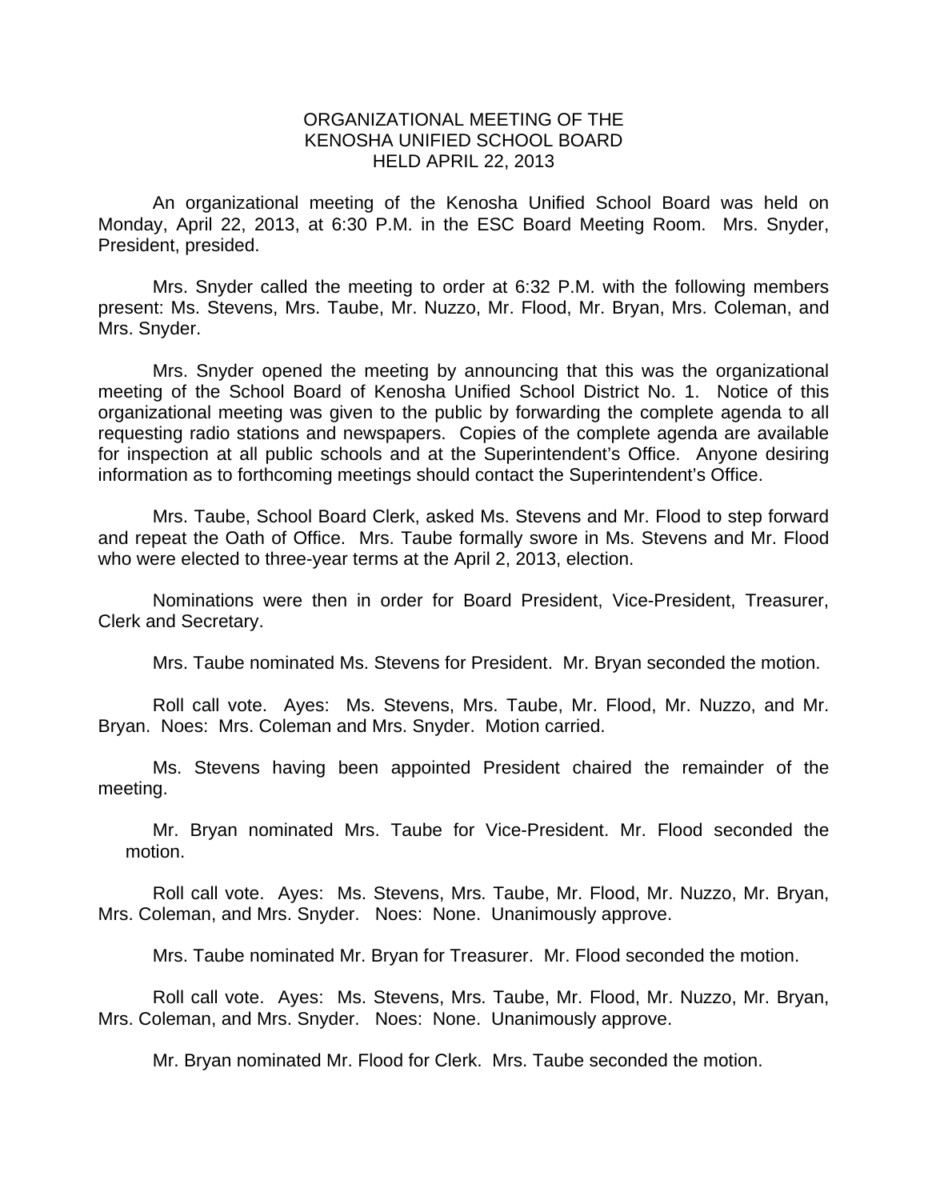ORGANIZATIONAL MEETING OF THE
KENOSHA UNIFIED SCHOOL BOARD
HELD APRIL 22, 2013

An organizational meeting of the Kenosha Unified School Board was held on Monday, April 22, 2013, at 6:30 P.M. in the ESC Board Meeting Room. Mrs. Snyder, President, presided.

Mrs. Snyder called the meeting to order at 6:32 P.M. with the following members present: Ms. Stevens, Mrs. Taube, Mr. Nuzzo, Mr. Flood, Mr. Bryan, Mrs. Coleman, and Mrs. Snyder.

Mrs. Snyder opened the meeting by announcing that this was the organizational meeting of the School Board of Kenosha Unified School District No. 1. Notice of this organizational meeting was given to the public by forwarding the complete agenda to all requesting radio stations and newspapers. Copies of the complete agenda are available for inspection at all public schools and at the Superintendent's Office. Anyone desiring information as to forthcoming meetings should contact the Superintendent's Office.

Mrs. Taube, School Board Clerk, asked Ms. Stevens and Mr. Flood to step forward and repeat the Oath of Office. Mrs. Taube formally swore in Ms. Stevens and Mr. Flood who were elected to three-year terms at the April 2, 2013, election.

Nominations were then in order for Board President, Vice-President, Treasurer, Clerk and Secretary.

Mrs. Taube nominated Ms. Stevens for President. Mr. Bryan seconded the motion.

Roll call vote. Ayes: Ms. Stevens, Mrs. Taube, Mr. Flood, Mr. Nuzzo, and Mr. Bryan. Noes: Mrs. Coleman and Mrs. Snyder. Motion carried.

Ms. Stevens having been appointed President chaired the remainder of the meeting.

Mr. Bryan nominated Mrs. Taube for Vice-President. Mr. Flood seconded the motion.

Roll call vote. Ayes: Ms. Stevens, Mrs. Taube, Mr. Flood, Mr. Nuzzo, Mr. Bryan, Mrs. Coleman, and Mrs. Snyder. Noes: None. Unanimously approve.

Mrs. Taube nominated Mr. Bryan for Treasurer. Mr. Flood seconded the motion.

Roll call vote. Ayes: Ms. Stevens, Mrs. Taube, Mr. Flood, Mr. Nuzzo, Mr. Bryan, Mrs. Coleman, and Mrs. Snyder. Noes: None. Unanimously approve.

Mr. Bryan nominated Mr. Flood for Clerk. Mrs. Taube seconded the motion.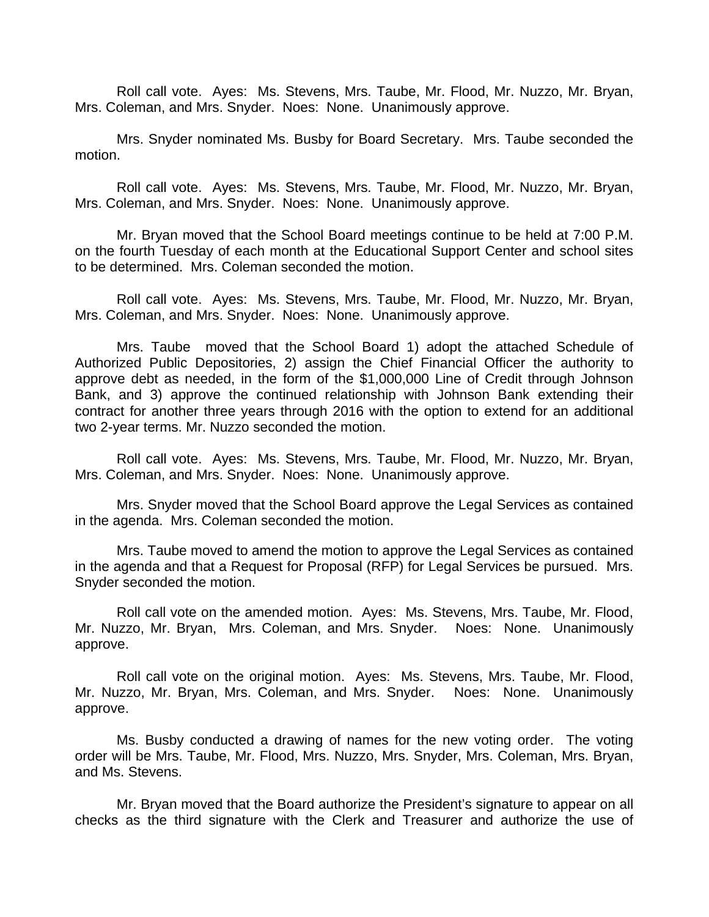Roll call vote. Ayes: Ms. Stevens, Mrs. Taube, Mr. Flood, Mr. Nuzzo, Mr. Bryan, Mrs. Coleman, and Mrs. Snyder. Noes: None. Unanimously approve.

Mrs. Snyder nominated Ms. Busby for Board Secretary. Mrs. Taube seconded the motion.

Roll call vote. Ayes: Ms. Stevens, Mrs. Taube, Mr. Flood, Mr. Nuzzo, Mr. Bryan, Mrs. Coleman, and Mrs. Snyder. Noes: None. Unanimously approve.

Mr. Bryan moved that the School Board meetings continue to be held at 7:00 P.M. on the fourth Tuesday of each month at the Educational Support Center and school sites to be determined. Mrs. Coleman seconded the motion.

Roll call vote. Ayes: Ms. Stevens, Mrs. Taube, Mr. Flood, Mr. Nuzzo, Mr. Bryan, Mrs. Coleman, and Mrs. Snyder. Noes: None. Unanimously approve.

Mrs. Taube moved that the School Board 1) adopt the attached Schedule of Authorized Public Depositories, 2) assign the Chief Financial Officer the authority to approve debt as needed, in the form of the $1,000,000 Line of Credit through Johnson Bank, and 3) approve the continued relationship with Johnson Bank extending their contract for another three years through 2016 with the option to extend for an additional two 2-year terms. Mr. Nuzzo seconded the motion.

Roll call vote. Ayes: Ms. Stevens, Mrs. Taube, Mr. Flood, Mr. Nuzzo, Mr. Bryan, Mrs. Coleman, and Mrs. Snyder. Noes: None. Unanimously approve.

Mrs. Snyder moved that the School Board approve the Legal Services as contained in the agenda. Mrs. Coleman seconded the motion.

Mrs. Taube moved to amend the motion to approve the Legal Services as contained in the agenda and that a Request for Proposal (RFP) for Legal Services be pursued. Mrs. Snyder seconded the motion.

Roll call vote on the amended motion. Ayes: Ms. Stevens, Mrs. Taube, Mr. Flood, Mr. Nuzzo, Mr. Bryan, Mrs. Coleman, and Mrs. Snyder. Noes: None. Unanimously approve.

Roll call vote on the original motion. Ayes: Ms. Stevens, Mrs. Taube, Mr. Flood, Mr. Nuzzo, Mr. Bryan, Mrs. Coleman, and Mrs. Snyder. Noes: None. Unanimously approve.

Ms. Busby conducted a drawing of names for the new voting order. The voting order will be Mrs. Taube, Mr. Flood, Mrs. Nuzzo, Mrs. Snyder, Mrs. Coleman, Mrs. Bryan, and Ms. Stevens.

Mr. Bryan moved that the Board authorize the President's signature to appear on all checks as the third signature with the Clerk and Treasurer and authorize the use of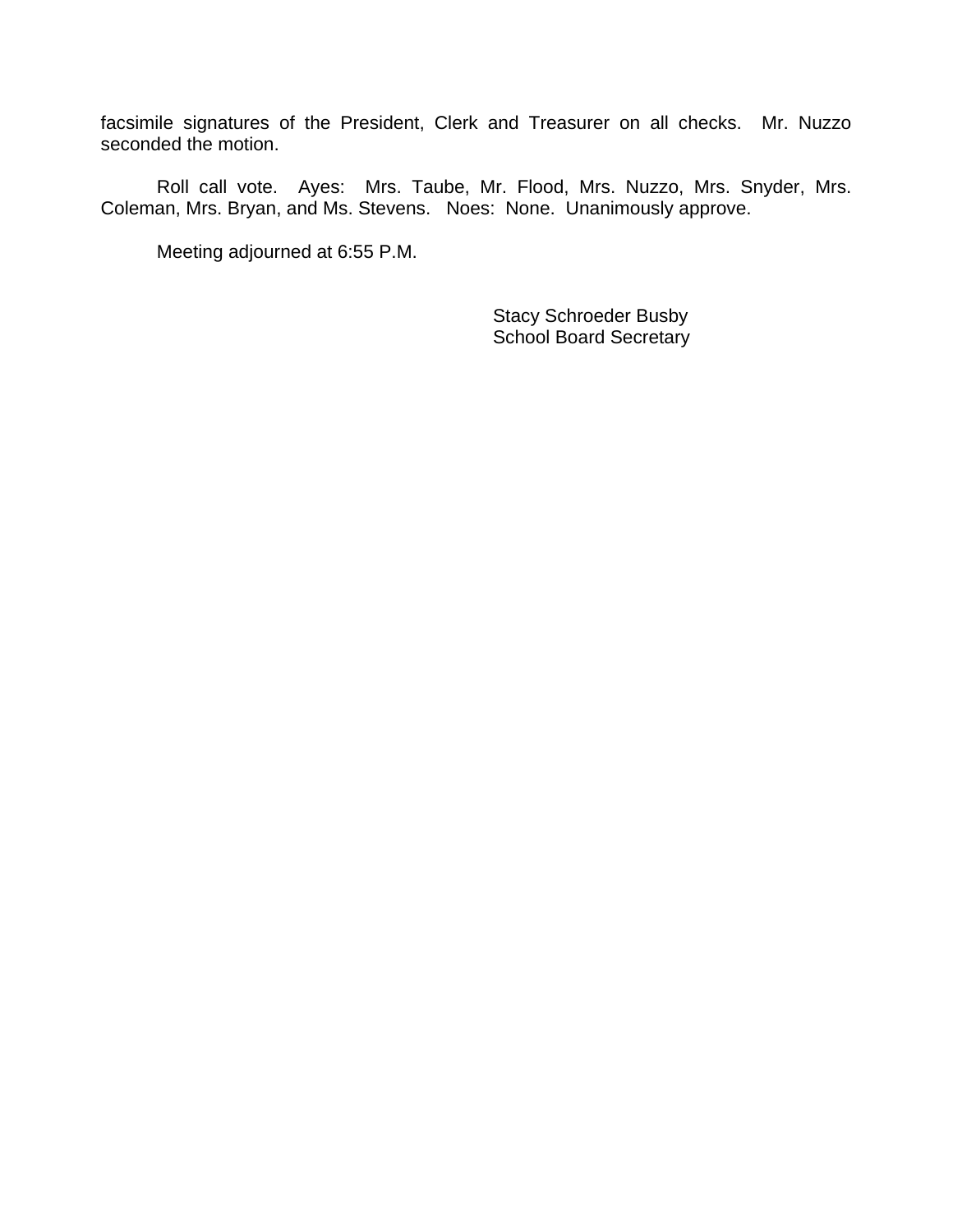facsimile signatures of the President, Clerk and Treasurer on all checks. Mr. Nuzzo seconded the motion.

Roll call vote. Ayes: Mrs. Taube, Mr. Flood, Mrs. Nuzzo, Mrs. Snyder, Mrs. Coleman, Mrs. Bryan, and Ms. Stevens. Noes: None. Unanimously approve.

Meeting adjourned at 6:55 P.M.

Stacy Schroeder Busby
School Board Secretary